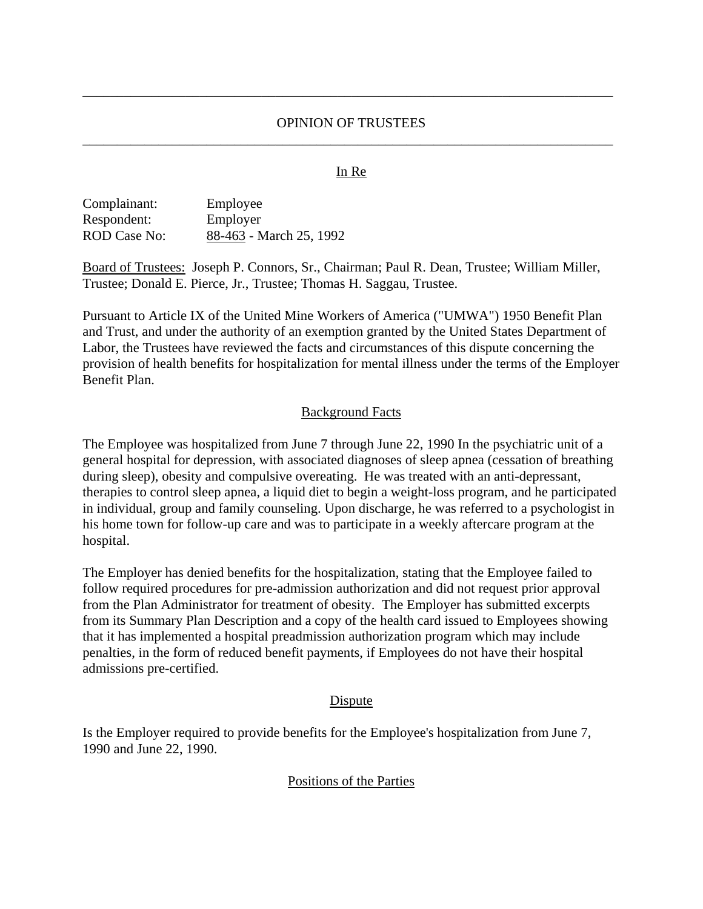---

# OPINION OF TRUSTEES

---

## In Re

Complainant: Employee
Respondent: Employer
ROD Case No: 88-463 - March 25, 1992

Board of Trustees: Joseph P. Connors, Sr., Chairman; Paul R. Dean, Trustee; William Miller, Trustee; Donald E. Pierce, Jr., Trustee; Thomas H. Saggau, Trustee.

Pursuant to Article IX of the United Mine Workers of America ("UMWA") 1950 Benefit Plan and Trust, and under the authority of an exemption granted by the United States Department of Labor, the Trustees have reviewed the facts and circumstances of this dispute concerning the provision of health benefits for hospitalization for mental illness under the terms of the Employer Benefit Plan.

## Background Facts

The Employee was hospitalized from June 7 through June 22, 1990 In the psychiatric unit of a general hospital for depression, with associated diagnoses of sleep apnea (cessation of breathing during sleep), obesity and compulsive overeating. He was treated with an anti-depressant, therapies to control sleep apnea, a liquid diet to begin a weight-loss program, and he participated in individual, group and family counseling. Upon discharge, he was referred to a psychologist in his home town for follow-up care and was to participate in a weekly aftercare program at the hospital.

The Employer has denied benefits for the hospitalization, stating that the Employee failed to follow required procedures for pre-admission authorization and did not request prior approval from the Plan Administrator for treatment of obesity. The Employer has submitted excerpts from its Summary Plan Description and a copy of the health card issued to Employees showing that it has implemented a hospital preadmission authorization program which may include penalties, in the form of reduced benefit payments, if Employees do not have their hospital admissions pre-certified.

## Dispute

Is the Employer required to provide benefits for the Employee's hospitalization from June 7, 1990 and June 22, 1990.

## Positions of the Parties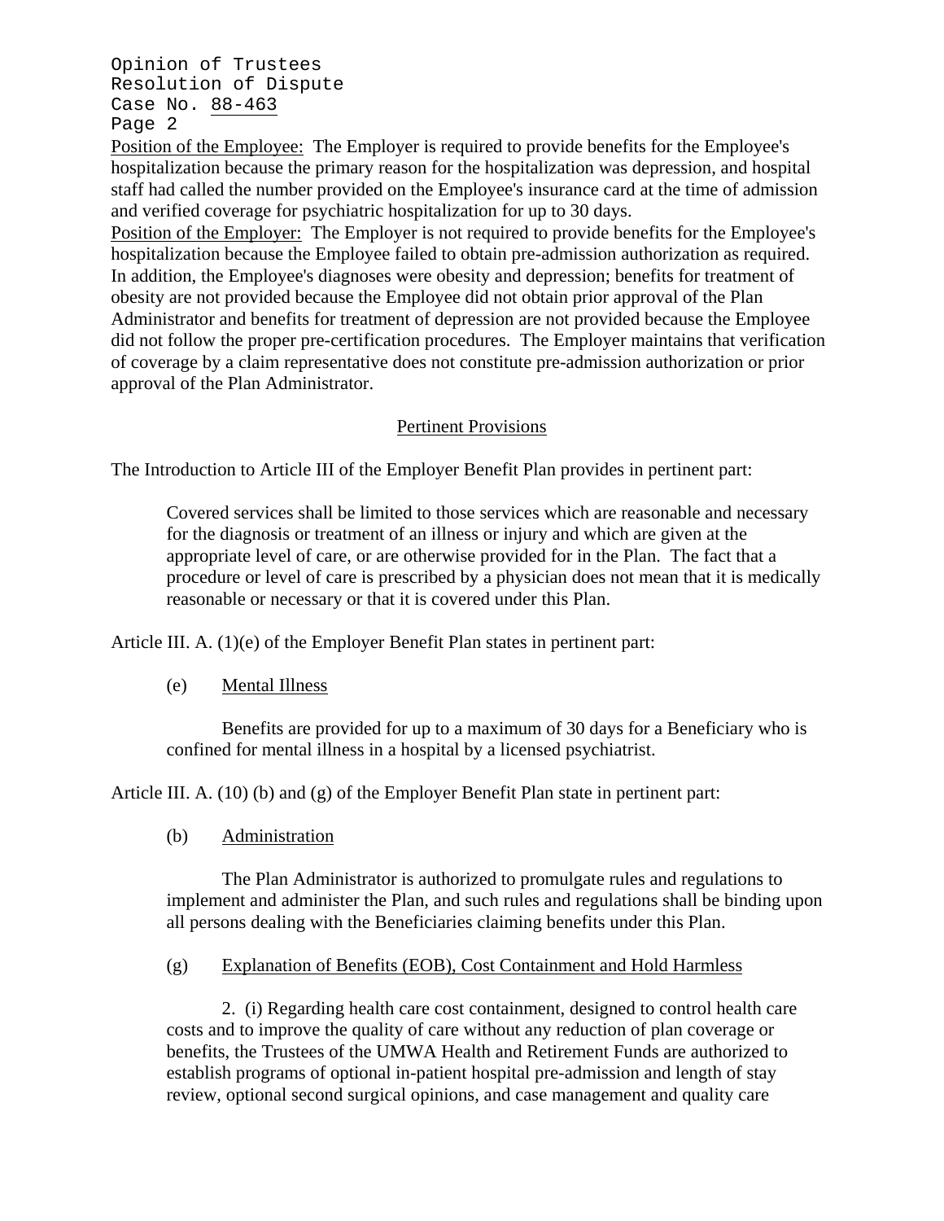Position of the Employee: The Employer is required to provide benefits for the Employee's hospitalization because the primary reason for the hospitalization was depression, and hospital staff had called the number provided on the Employee's insurance card at the time of admission and verified coverage for psychiatric hospitalization for up to 30 days.

Position of the Employer: The Employer is not required to provide benefits for the Employee's hospitalization because the Employee failed to obtain pre-admission authorization as required. In addition, the Employee's diagnoses were obesity and depression; benefits for treatment of obesity are not provided because the Employee did not obtain prior approval of the Plan Administrator and benefits for treatment of depression are not provided because the Employee did not follow the proper pre-certification procedures. The Employer maintains that verification of coverage by a claim representative does not constitute pre-admission authorization or prior approval of the Plan Administrator.

## Pertinent Provisions

The Introduction to Article III of the Employer Benefit Plan provides in pertinent part:

> Covered services shall be limited to those services which are reasonable and necessary for the diagnosis or treatment of an illness or injury and which are given at the appropriate level of care, or are otherwise provided for in the Plan. The fact that a procedure or level of care is prescribed by a physician does not mean that it is medically reasonable or necessary or that it is covered under this Plan.

Article III. A. (1)(e) of the Employer Benefit Plan states in pertinent part:

> (e) Mental Illness
>
> Benefits are provided for up to a maximum of 30 days for a Beneficiary who is confined for mental illness in a hospital by a licensed psychiatrist.

Article III. A. (10) (b) and (g) of the Employer Benefit Plan state in pertinent part:

> (b) Administration
>
> The Plan Administrator is authorized to promulgate rules and regulations to implement and administer the Plan, and such rules and regulations shall be binding upon all persons dealing with the Beneficiaries claiming benefits under this Plan.
>
> (g) Explanation of Benefits (EOB), Cost Containment and Hold Harmless
>
> 2. (i) Regarding health care cost containment, designed to control health care costs and to improve the quality of care without any reduction of plan coverage or benefits, the Trustees of the UMWA Health and Retirement Funds are authorized to establish programs of optional in-patient hospital pre-admission and length of stay review, optional second surgical opinions, and case management and quality care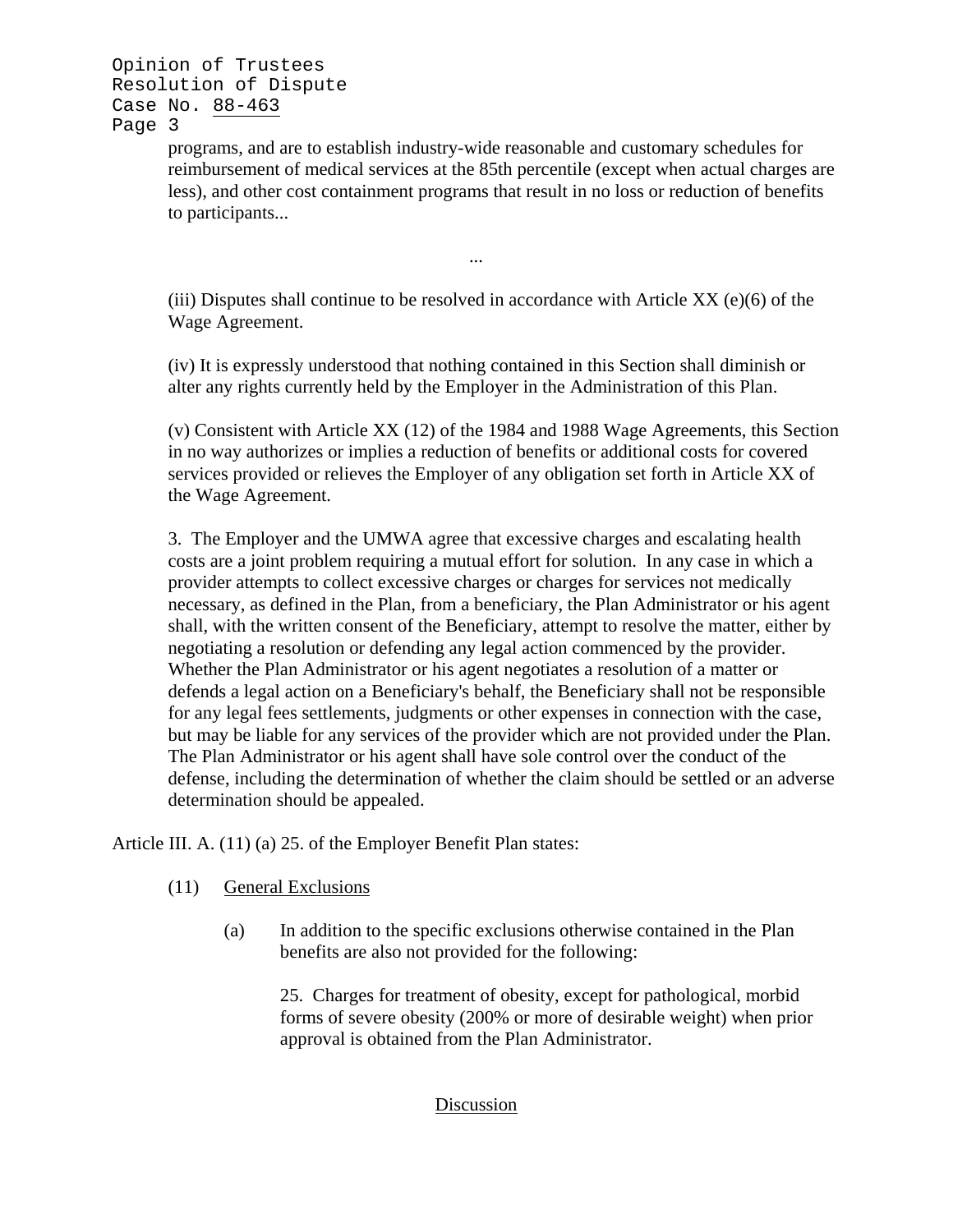programs, and are to establish industry-wide reasonable and customary schedules for reimbursement of medical services at the 85th percentile (except when actual charges are less), and other cost containment programs that result in no loss or reduction of benefits to participants...

...

(iii) Disputes shall continue to be resolved in accordance with Article XX (e)(6) of the Wage Agreement.

(iv) It is expressly understood that nothing contained in this Section shall diminish or alter any rights currently held by the Employer in the Administration of this Plan.

(v) Consistent with Article XX (12) of the 1984 and 1988 Wage Agreements, this Section in no way authorizes or implies a reduction of benefits or additional costs for covered services provided or relieves the Employer of any obligation set forth in Article XX of the Wage Agreement.

3. The Employer and the UMWA agree that excessive charges and escalating health costs are a joint problem requiring a mutual effort for solution. In any case in which a provider attempts to collect excessive charges or charges for services not medically necessary, as defined in the Plan, from a beneficiary, the Plan Administrator or his agent shall, with the written consent of the Beneficiary, attempt to resolve the matter, either by negotiating a resolution or defending any legal action commenced by the provider. Whether the Plan Administrator or his agent negotiates a resolution of a matter or defends a legal action on a Beneficiary's behalf, the Beneficiary shall not be responsible for any legal fees settlements, judgments or other expenses in connection with the case, but may be liable for any services of the provider which are not provided under the Plan. The Plan Administrator or his agent shall have sole control over the conduct of the defense, including the determination of whether the claim should be settled or an adverse determination should be appealed.

Article III. A. (11) (a) 25. of the Employer Benefit Plan states:

(11) General Exclusions

(a) In addition to the specific exclusions otherwise contained in the Plan benefits are also not provided for the following:

25. Charges for treatment of obesity, except for pathological, morbid forms of severe obesity (200% or more of desirable weight) when prior approval is obtained from the Plan Administrator.

## Discussion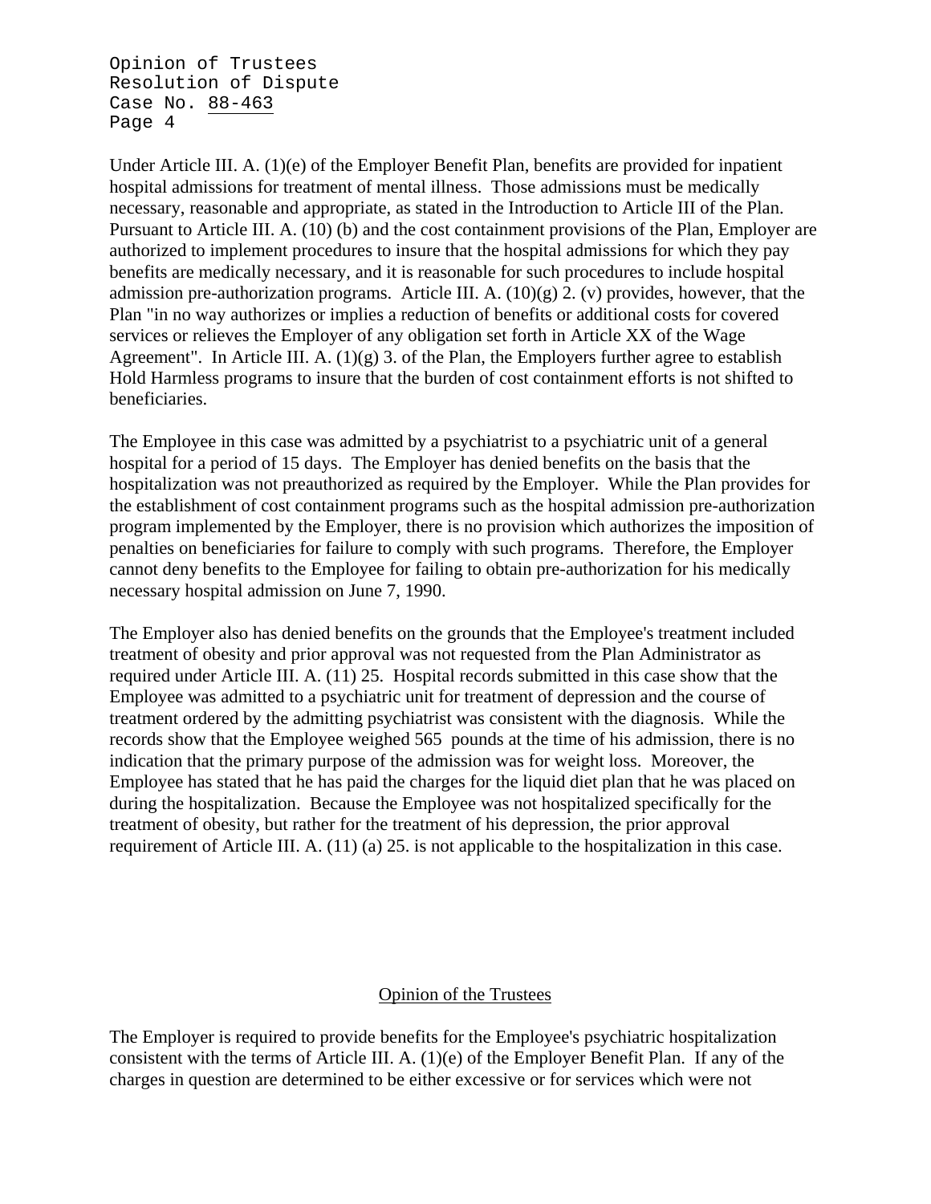Under Article III. A. (1)(e) of the Employer Benefit Plan, benefits are provided for inpatient hospital admissions for treatment of mental illness. Those admissions must be medically necessary, reasonable and appropriate, as stated in the Introduction to Article III of the Plan. Pursuant to Article III. A. (10) (b) and the cost containment provisions of the Plan, Employer are authorized to implement procedures to insure that the hospital admissions for which they pay benefits are medically necessary, and it is reasonable for such procedures to include hospital admission pre-authorization programs. Article III. A. (10)(g) 2. (v) provides, however, that the Plan "in no way authorizes or implies a reduction of benefits or additional costs for covered services or relieves the Employer of any obligation set forth in Article XX of the Wage Agreement". In Article III. A. (1)(g) 3. of the Plan, the Employers further agree to establish Hold Harmless programs to insure that the burden of cost containment efforts is not shifted to beneficiaries.

The Employee in this case was admitted by a psychiatrist to a psychiatric unit of a general hospital for a period of 15 days. The Employer has denied benefits on the basis that the hospitalization was not preauthorized as required by the Employer. While the Plan provides for the establishment of cost containment programs such as the hospital admission pre-authorization program implemented by the Employer, there is no provision which authorizes the imposition of penalties on beneficiaries for failure to comply with such programs. Therefore, the Employer cannot deny benefits to the Employee for failing to obtain pre-authorization for his medically necessary hospital admission on June 7, 1990.

The Employer also has denied benefits on the grounds that the Employee's treatment included treatment of obesity and prior approval was not requested from the Plan Administrator as required under Article III. A. (11) 25. Hospital records submitted in this case show that the Employee was admitted to a psychiatric unit for treatment of depression and the course of treatment ordered by the admitting psychiatrist was consistent with the diagnosis. While the records show that the Employee weighed 565 pounds at the time of his admission, there is no indication that the primary purpose of the admission was for weight loss. Moreover, the Employee has stated that he has paid the charges for the liquid diet plan that he was placed on during the hospitalization. Because the Employee was not hospitalized specifically for the treatment of obesity, but rather for the treatment of his depression, the prior approval requirement of Article III. A. (11) (a) 25. is not applicable to the hospitalization in this case.

## Opinion of the Trustees

The Employer is required to provide benefits for the Employee's psychiatric hospitalization consistent with the terms of Article III. A. (1)(e) of the Employer Benefit Plan. If any of the charges in question are determined to be either excessive or for services which were not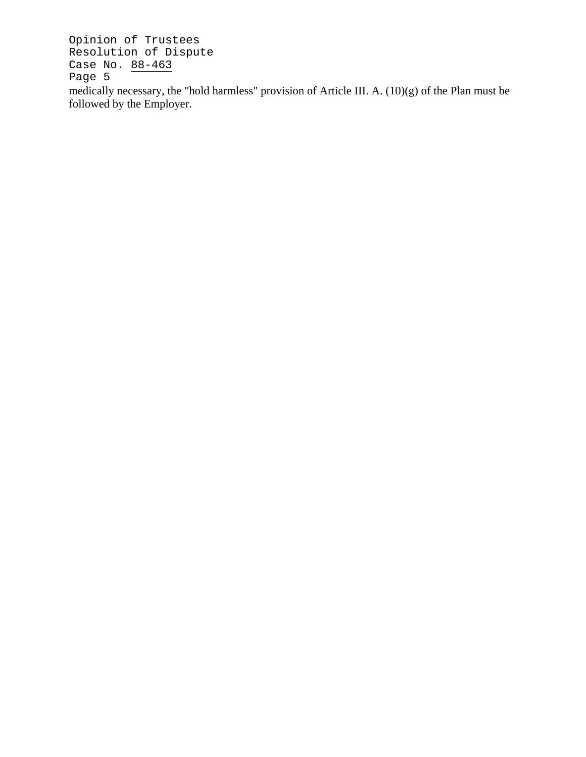medically necessary, the "hold harmless" provision of Article III. A. (10)(g) of the Plan must be followed by the Employer.